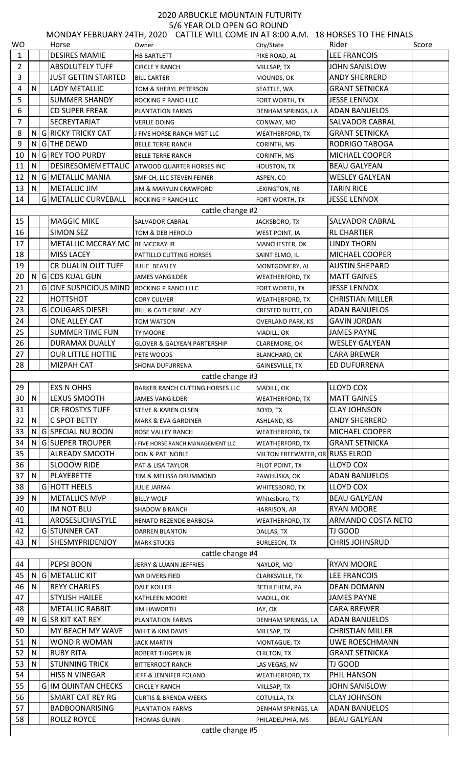# 2020 ARBUCKLE MOUNTAIN FUTURITY

## 5/6 YEAR OLD OPEN GO ROUND

MONDAY FEBRUARY 24TH, 2020 CATTLE WILL COME IN AT 8:00 A.M. 18 HORSES TO THE FINALS

| WO | | | Horse | Owner | City/State | Rider | Score |
|---|---|---|---|---|---|---|---|
| 1 | | | DESIRES MAMIE | HB BARTLETT | PIKE ROAD, AL | LEE FRANCOIS | |
| 2 | | | ABSOLUTELY TUFF | CIRCLE Y RANCH | MILLSAP, TX | JOHN SANISLOW | |
| 3 | | | JUST GETTIN STARTED | BILL CARTER | MOUNDS, OK | ANDY SHERRERD | |
| 4 | N | | LADY METALLIC | TOM & SHERYL PETERSON | SEATTLE, WA | GRANT SETNICKA | |
| 5 | | | SUMMER SHANDY | ROCKING P RANCH LLC | FORT WORTH, TX | JESSE LENNOX | |
| 6 | | | CD SUPER FREAK | PLANTATION FARMS | DENHAM SPRINGS, LA | ADAN BANUELOS | |
| 7 | | | SECREYTARIAT | VERLIE DOING | CONWAY, MO | SALVADOR CABRAL | |
| 8 | N | G | RICKY TRICKY CAT | J FIVE HORSE RANCH MGT LLC | WEATHERFORD, TX | GRANT SETNICKA | |
| 9 | N | G | THE DEWD | BELLE TERRE RANCH | CORINTH, MS | RODRIGO TABOGA | |
| 10 | N | G | REY TOO PURDY | BELLE TERRE RANCH | CORINTH, MS | MICHAEL COOPER | |
| 11 | N | | DESIRESOMEMETTALIC | ATWOOD QUARTER HORSES INC | HOUSTON, TX | BEAU GALYEAN | |
| 12 | N | G | METALLIC MANIA | SMF CH, LLC STEVEN FEINER | ASPEN, CO | WESLEY GALYEAN | |
| 13 | N | | METALLIC JIM | JIM & MARYLIN CRAWFORD | LEXINGTON, NE | TARIN RICE | |
| 14 | | G | METALLIC CURVEBALL | ROCKING P RANCH LLC | FORT WORTH, TX | JESSE LENNOX | |
| | | | | cattle change #2 | | | |
| 15 | | | MAGGIC MIKE | SALVADOR CABRAL | JACKSBORO, TX | SALVADOR CABRAL | |
| 16 | | | SIMON SEZ | TOM & DEB HEROLD | WEST POINT, IA | RL CHARTIER | |
| 17 | | | METALLIC MCCRAY MC | BF MCCRAY JR | MANCHESTER, OK | LINDY THORN | |
| 18 | | | MISS LACEY | PATTILLO CUTTING HORSES | SAINT ELMO, IL | MICHAEL COOPER | |
| 19 | | | CR DUALIN OUT TUFF | JULIE BEASLEY | MONTGOMERY, AL | AUSTIN SHEPARD | |
| 20 | N | G | CDS KUAL GUN | JAMES VANGILDER | WEATHERFORD, TX | MATT GAINES | |
| 21 | | G | ONE SUSPICIOUS MIND | ROCKING P RANCH LLC | FORT WORTH, TX | JESSE LENNOX | |
| 22 | | | HOTTSHOT | CORY CULVER | WEATHERFORD, TX | CHRISTIAN MILLER | |
| 23 | | G | COUGARS DIESEL | BILL & CATHERINE LACY | CRESTED BUTTE, CO | ADAN BANUELOS | |
| 24 | | | ONE ALLEY CAT | TOM WATSON | OVERLAND PARK, KS | GAVIN JORDAN | |
| 25 | | | SUMMER TIME FUN | TY MOORE | MADILL, OK | JAMES PAYNE | |
| 26 | | | DURAMAX DUALLY | GLOVER & GALYEAN PARTERSHIP | CLAREMORE, OK | WESLEY GALYEAN | |
| 27 | | | OUR LITTLE HOTTIE | PETE WOODS | BLANCHARD, OK | CARA BREWER | |
| 28 | | | MIZPAH CAT | SHONA DUFURRENA | GAINESVILLE, TX | ED DUFURRENA | |
| | | | | cattle change #3 | | | |
| 29 | | | EXS N OHHS | BARKER RANCH CUTTING HORSES LLC | MADILL, OK | LLOYD COX | |
| 30 | N | | LEXUS SMOOTH | JAMES VANGILDER | WEATHERFORD, TX | MATT GAINES | |
| 31 | | | CR FROSTYS TUFF | STEVE & KAREN OLSEN | BOYD, TX | CLAY JOHNSON | |
| 32 | N | | C SPOT BETTY | MARK & EVA GARDINER | ASHLAND, KS | ANDY SHERRERD | |
| 33 | N | G | SPECIAL NU BOON | ROSE VALLEY RANCH | WEATHERFORD, TX | MICHAEL COOPER | |
| 34 | N | G | SUEPER TROUPER | J FIVE HORSE RANCH MANAGEMENT LLC | WEATHERFORD, TX | GRANT SETNICKA | |
| 35 | | | ALREADY SMOOTH | DON & PAT NOBLE | MILTON FREEWATER, OR | RUSS ELROD | |
| 36 | | | SLOOOW RIDE | PAT & LISA TAYLOR | PILOT POINT, TX | LLOYD COX | |
| 37 | N | | PLAYERETTE | TIM & MELISSA DRUMMOND | PAWHUSKA, OK | ADAN BANUELOS | |
| 38 | | G | HOTT HEELS | JULIE JARMA | WHITESBORO, TX | LLOYD COX | |
| 39 | N | | METALLICS MVP | BILLY WOLF | Whitesboro, TX | BEAU GALYEAN | |
| 40 | | | IM NOT BLU | SHADOW B RANCH | HARRISON, AR | RYAN MOORE | |
| 41 | | | AROSESUCHASTYLE | RENATO REZENDE BARBOSA | WEATHERFORD, TX | ARMANDO COSTA NETO | |
| 42 | | G | STUNNER CAT | DARREN BLANTON | DALLAS, TX | TJ GOOD | |
| 43 | N | | SHESMYPRIDENJOY | MARK STUCKS | BURLESON, TX | CHRIS JOHNSRUD | |
| | | | | cattle change #4 | | | |
| 44 | | | PEPSI BOON | JERRY & LUANN JEFFRIES | NAYLOR, MO | RYAN MOORE | |
| 45 | N | G | METALLIC KIT | WR DIVERSIFIED | CLARKSVILLE, TX | LEE FRANCOIS | |
| 46 | N | | REYY CHARLES | DALE KOLLER | BETHLEHEM, PA | DEAN DOMANN | |
| 47 | | | STYLISH HAILEE | KATHLEEN MOORE | MADILL, OK | JAMES PAYNE | |
| 48 | | | METALLIC RABBIT | JIM HAWORTH | JAY, OK | CARA BREWER | |
| 49 | N | G | SR KIT KAT REY | PLANTATION FARMS | DENHAM SPRINGS, LA | ADAN BANUELOS | |
| 50 | | | MY BEACH MY WAVE | WHIT & KIM DAVIS | MILLSAP, TX | CHRISTIAN MILLER | |
| 51 | N | | WOND R WOMAN | JACK MARTIN | MONTAGUE, TX | UWE ROESCHMANN | |
| 52 | N | | RUBY RITA | ROBERT THIGPEN JR | CHILTON, TX | GRANT SETNICKA | |
| 53 | N | | STUNNING TRICK | BITTERROOT RANCH | LAS VEGAS, NV | TJ GOOD | |
| 54 | | | HISS N VINEGAR | JEFF & JENNIFER FOLAND | WEATHERFORD, TX | PHIL HANSON | |
| 55 | | G | IM QUINTAN CHECKS | CIRCLE Y RANCH | MILLSAP, TX | JOHN SANISLOW | |
| 56 | | | SMART CAT REY RG | CURTIS & BRENDA WEEKS | COTUILLA, TX | CLAY JOHNSON | |
| 57 | | | BADBOONARISING | PLANTATION FARMS | DENHAM SPRINGS, LA | ADAN BANUELOS | |
| 58 | | | ROLLZ ROYCE | THOMAS GUINN | PHILADELPHIA, MS | BEAU GALYEAN | |
| | | | | cattle change #5 | | | |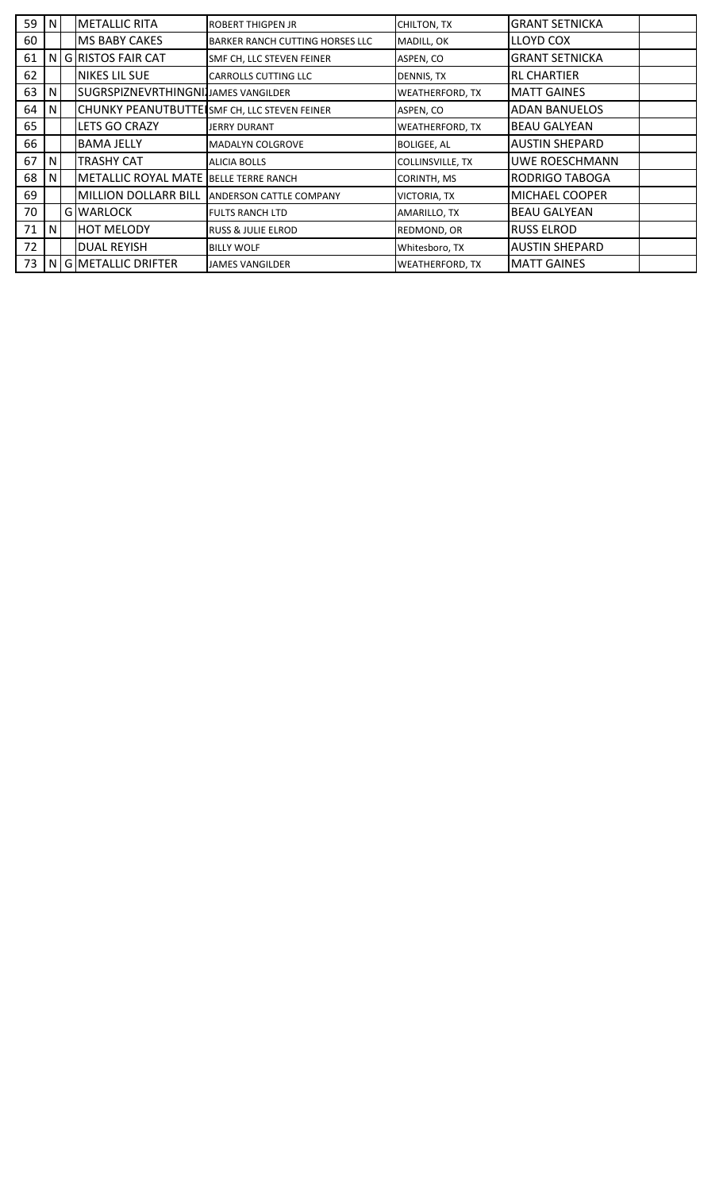| | | | | | | | |
|---|---|---|---|---|---|---|---|
| 59 | N | | METALLIC RITA | ROBERT THIGPEN JR | CHILTON, TX | GRANT SETNICKA | |
| 60 | | | MS BABY CAKES | BARKER RANCH CUTTING HORSES LLC | MADILL, OK | LLOYD COX | |
| 61 | N | G | RISTOS FAIR CAT | SMF CH, LLC STEVEN FEINER | ASPEN, CO | GRANT SETNICKA | |
| 62 | | | NIKES LIL SUE | CARROLLS CUTTING LLC | DENNIS, TX | RL CHARTIER | |
| 63 | N | | SUGRSPIZNEVRTHINGNI | JAMES VANGILDER | WEATHERFORD, TX | MATT GAINES | |
| 64 | N | | CHUNKY PEANUTBUTTE | SMF CH, LLC STEVEN FEINER | ASPEN, CO | ADAN BANUELOS | |
| 65 | | | LETS GO CRAZY | JERRY DURANT | WEATHERFORD, TX | BEAU GALYEAN | |
| 66 | | | BAMA JELLY | MADALYN COLGROVE | BOLIGEE, AL | AUSTIN SHEPARD | |
| 67 | N | | TRASHY CAT | ALICIA BOLLS | COLLINSVILLE, TX | UWE ROESCHMANN | |
| 68 | N | | METALLIC ROYAL MATE | BELLE TERRE RANCH | CORINTH, MS | RODRIGO TABOGA | |
| 69 | | | MILLION DOLLARR BILL | ANDERSON CATTLE COMPANY | VICTORIA, TX | MICHAEL COOPER | |
| 70 | | G | WARLOCK | FULTS RANCH LTD | AMARILLO, TX | BEAU GALYEAN | |
| 71 | N | | HOT MELODY | RUSS & JULIE ELROD | REDMOND, OR | RUSS ELROD | |
| 72 | | | DUAL REYISH | BILLY WOLF | Whitesboro, TX | AUSTIN SHEPARD | |
| 73 | N | G | METALLIC DRIFTER | JAMES VANGILDER | WEATHERFORD, TX | MATT GAINES | |